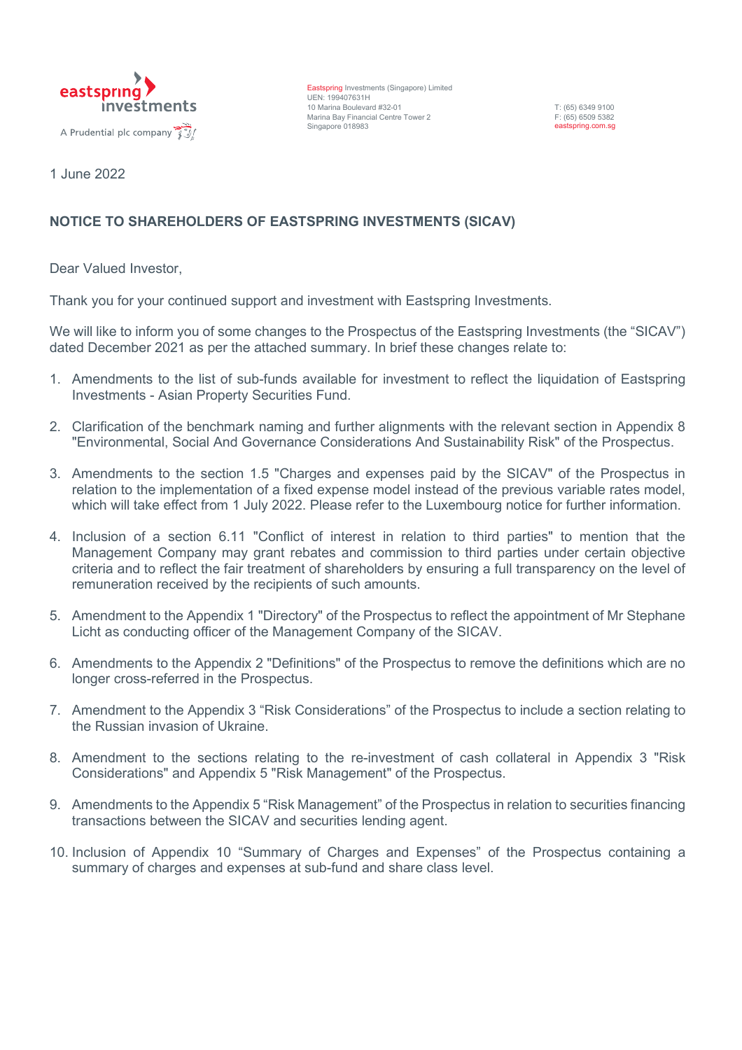eastspring investments

A Prudential plc company

Eastspring Investments (Singapore) Limited
UEN: 199407631H
10 Marina Boulevard #32-01
Marina Bay Financial Centre Tower 2
Singapore 018983

T: (65) 6349 9100
F: (65) 6509 5382
eastspring.com.sg

1 June 2022

**NOTICE TO SHAREHOLDERS OF EASTSPRING INVESTMENTS (SICAV)**

Dear Valued Investor,

Thank you for your continued support and investment with Eastspring Investments.

We will like to inform you of some changes to the Prospectus of the Eastspring Investments (the "SICAV") dated December 2021 as per the attached summary. In brief these changes relate to:

1. Amendments to the list of sub-funds available for investment to reflect the liquidation of Eastspring Investments - Asian Property Securities Fund.
2. Clarification of the benchmark naming and further alignments with the relevant section in Appendix 8 "Environmental, Social And Governance Considerations And Sustainability Risk" of the Prospectus.
3. Amendments to the section 1.5 "Charges and expenses paid by the SICAV" of the Prospectus in relation to the implementation of a fixed expense model instead of the previous variable rates model, which will take effect from 1 July 2022. Please refer to the Luxembourg notice for further information.
4. Inclusion of a section 6.11 "Conflict of interest in relation to third parties" to mention that the Management Company may grant rebates and commission to third parties under certain objective criteria and to reflect the fair treatment of shareholders by ensuring a full transparency on the level of remuneration received by the recipients of such amounts.
5. Amendment to the Appendix 1 "Directory" of the Prospectus to reflect the appointment of Mr Stephane Licht as conducting officer of the Management Company of the SICAV.
6. Amendments to the Appendix 2 "Definitions" of the Prospectus to remove the definitions which are no longer cross-referred in the Prospectus.
7. Amendment to the Appendix 3 "Risk Considerations" of the Prospectus to include a section relating to the Russian invasion of Ukraine.
8. Amendment to the sections relating to the re-investment of cash collateral in Appendix 3 "Risk Considerations" and Appendix 5 "Risk Management" of the Prospectus.
9. Amendments to the Appendix 5 "Risk Management" of the Prospectus in relation to securities financing transactions between the SICAV and securities lending agent.
10. Inclusion of Appendix 10 "Summary of Charges and Expenses" of the Prospectus containing a summary of charges and expenses at sub-fund and share class level.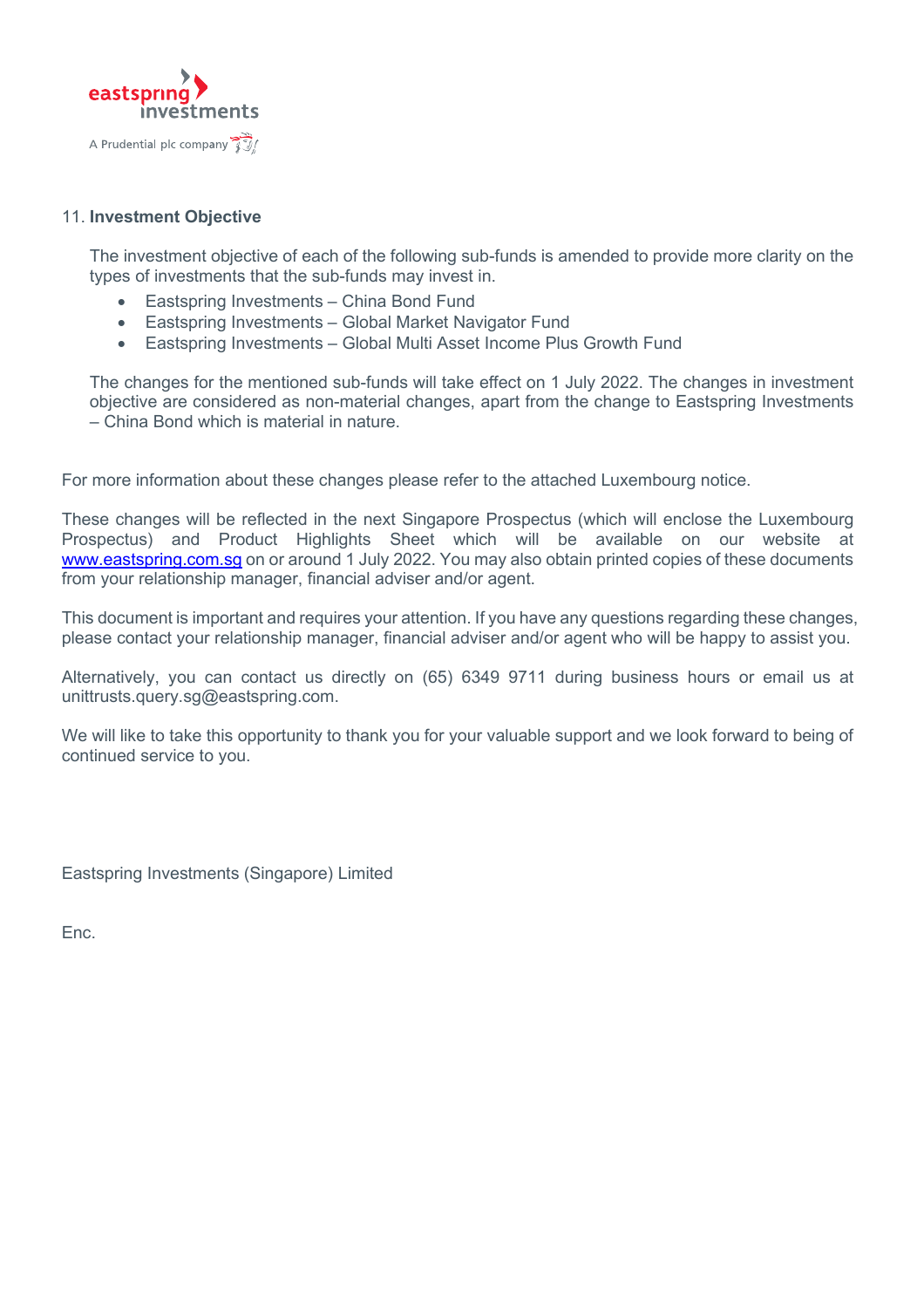11. **Investment Objective**

The investment objective of each of the following sub-funds is amended to provide more clarity on the types of investments that the sub-funds may invest in.

- Eastspring Investments – China Bond Fund
- Eastspring Investments – Global Market Navigator Fund
- Eastspring Investments – Global Multi Asset Income Plus Growth Fund

The changes for the mentioned sub-funds will take effect on 1 July 2022. The changes in investment objective are considered as non-material changes, apart from the change to Eastspring Investments – China Bond which is material in nature.

For more information about these changes please refer to the attached Luxembourg notice.

These changes will be reflected in the next Singapore Prospectus (which will enclose the Luxembourg Prospectus) and Product Highlights Sheet which will be available on our website at [www.eastspring.com.sg](www.eastspring.com.sg) on or around 1 July 2022. You may also obtain printed copies of these documents from your relationship manager, financial adviser and/or agent.

This document is important and requires your attention. If you have any questions regarding these changes, please contact your relationship manager, financial adviser and/or agent who will be happy to assist you.

Alternatively, you can contact us directly on (65) 6349 9711 during business hours or email us at unittrusts.query.sg@eastspring.com.

We will like to take this opportunity to thank you for your valuable support and we look forward to being of continued service to you.

Eastspring Investments (Singapore) Limited

Enc.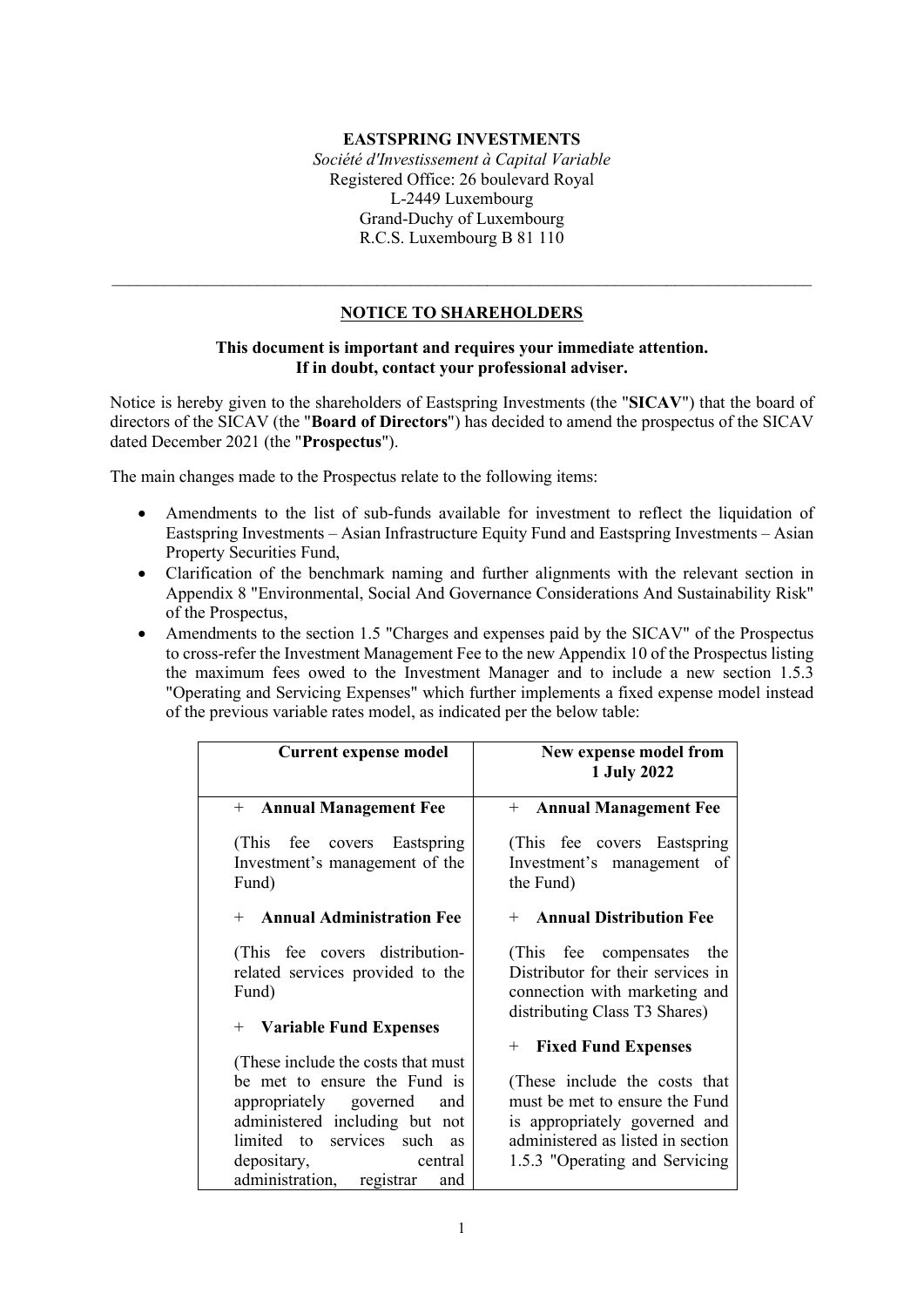**EASTSPRING INVESTMENTS**
*Société d'Investissement à Capital Variable*
Registered Office: 26 boulevard Royal
L-2449 Luxembourg
Grand-Duchy of Luxembourg
R.C.S. Luxembourg B 81 110

---

## NOTICE TO SHAREHOLDERS

**This document is important and requires your immediate attention.**
**If in doubt, contact your professional adviser.**

Notice is hereby given to the shareholders of Eastspring Investments (the "**SICAV**") that the board of directors of the SICAV (the "**Board of Directors**") has decided to amend the prospectus of the SICAV dated December 2021 (the "**Prospectus**").

The main changes made to the Prospectus relate to the following items:

- Amendments to the list of sub-funds available for investment to reflect the liquidation of Eastspring Investments – Asian Infrastructure Equity Fund and Eastspring Investments – Asian Property Securities Fund,
- Clarification of the benchmark naming and further alignments with the relevant section in Appendix 8 "Environmental, Social And Governance Considerations And Sustainability Risk" of the Prospectus,
- Amendments to the section 1.5 "Charges and expenses paid by the SICAV" of the Prospectus to cross-refer the Investment Management Fee to the new Appendix 10 of the Prospectus listing the maximum fees owed to the Investment Manager and to include a new section 1.5.3 "Operating and Servicing Expenses" which further implements a fixed expense model instead of the previous variable rates model, as indicated per the below table:

| Current expense model | New expense model from 1 July 2022 |
|---|---|
| + **Annual Management Fee**<br><br>(This fee covers Eastspring Investment's management of the Fund)<br><br>+ **Annual Administration Fee**<br><br>(This fee covers distribution-related services provided to the Fund)<br><br>+ **Variable Fund Expenses**<br><br>(These include the costs that must be met to ensure the Fund is appropriately governed and administered including but not limited to services such as depositary, central administration, registrar and | + **Annual Management Fee**<br><br>(This fee covers Eastspring Investment's management of the Fund)<br><br>+ **Annual Distribution Fee**<br><br>(This fee compensates the Distributor for their services in connection with marketing and distributing Class T3 Shares)<br><br>+ **Fixed Fund Expenses**<br><br>(These include the costs that must be met to ensure the Fund is appropriately governed and administered as listed in section 1.5.3 "Operating and Servicing |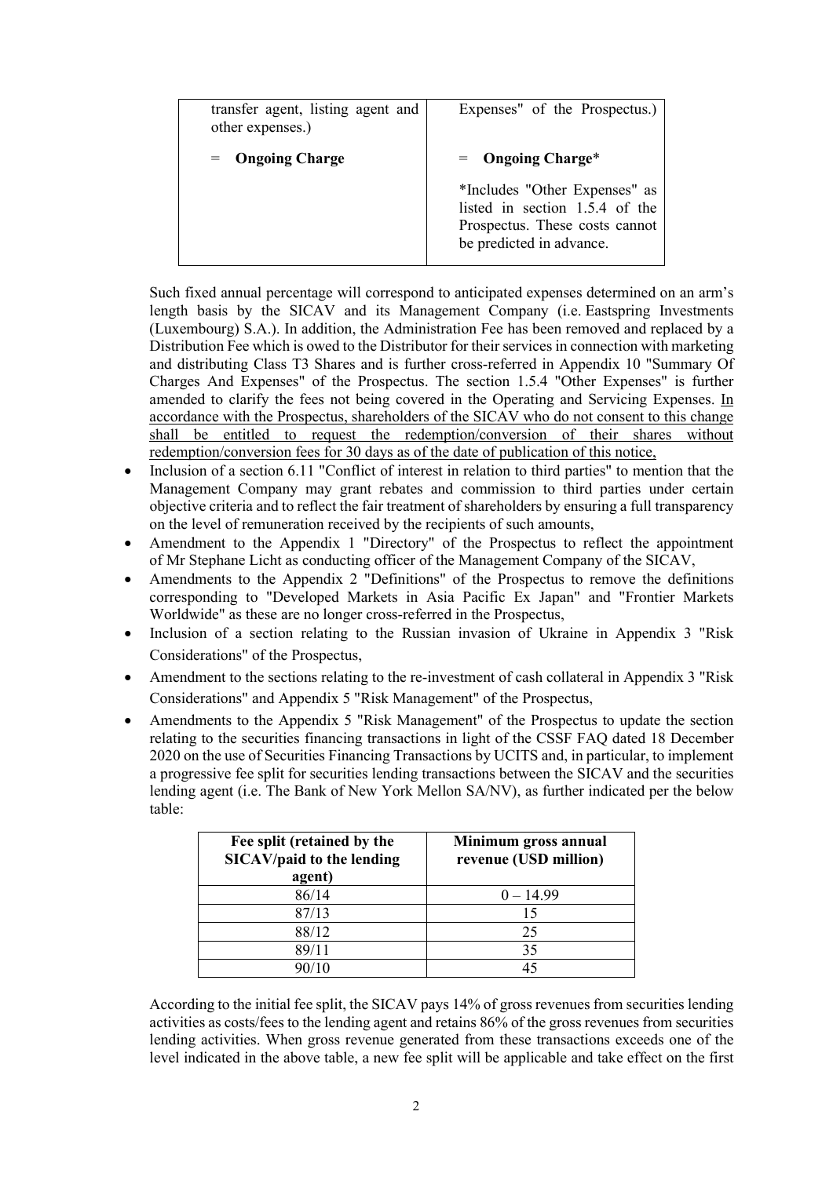| transfer agent, listing agent and other expenses.) | Expenses" of the Prospectus.) |
|---|---|
| = **Ongoing Charge** | = **Ongoing Charge*** <br><br> *Includes "Other Expenses" as listed in section 1.5.4 of the Prospectus. These costs cannot be predicted in advance. |

Such fixed annual percentage will correspond to anticipated expenses determined on an arm's length basis by the SICAV and its Management Company (i.e. Eastspring Investments (Luxembourg) S.A.). In addition, the Administration Fee has been removed and replaced by a Distribution Fee which is owed to the Distributor for their services in connection with marketing and distributing Class T3 Shares and is further cross-referred in Appendix 10 "Summary Of Charges And Expenses" of the Prospectus. The section 1.5.4 "Other Expenses" is further amended to clarify the fees not being covered in the Operating and Servicing Expenses. <u>In accordance with the Prospectus, shareholders of the SICAV who do not consent to this change shall be entitled to request the redemption/conversion of their shares without redemption/conversion fees for 30 days as of the date of publication of this notice,</u>

- Inclusion of a section 6.11 "Conflict of interest in relation to third parties" to mention that the Management Company may grant rebates and commission to third parties under certain objective criteria and to reflect the fair treatment of shareholders by ensuring a full transparency on the level of remuneration received by the recipients of such amounts,
- Amendment to the Appendix 1 "Directory" of the Prospectus to reflect the appointment of Mr Stephane Licht as conducting officer of the Management Company of the SICAV,
- Amendments to the Appendix 2 "Definitions" of the Prospectus to remove the definitions corresponding to "Developed Markets in Asia Pacific Ex Japan" and "Frontier Markets Worldwide" as these are no longer cross-referred in the Prospectus,
- Inclusion of a section relating to the Russian invasion of Ukraine in Appendix 3 "Risk Considerations" of the Prospectus,
- Amendment to the sections relating to the re-investment of cash collateral in Appendix 3 "Risk Considerations" and Appendix 5 "Risk Management" of the Prospectus,
- Amendments to the Appendix 5 "Risk Management" of the Prospectus to update the section relating to the securities financing transactions in light of the CSSF FAQ dated 18 December 2020 on the use of Securities Financing Transactions by UCITS and, in particular, to implement a progressive fee split for securities lending transactions between the SICAV and the securities lending agent (i.e. The Bank of New York Mellon SA/NV), as further indicated per the below table:

| Fee split (retained by the SICAV/paid to the lending agent) | Minimum gross annual revenue (USD million) |
|---|---|
| 86/14 | 0 – 14.99 |
| 87/13 | 15 |
| 88/12 | 25 |
| 89/11 | 35 |
| 90/10 | 45 |

According to the initial fee split, the SICAV pays 14% of gross revenues from securities lending activities as costs/fees to the lending agent and retains 86% of the gross revenues from securities lending activities. When gross revenue generated from these transactions exceeds one of the level indicated in the above table, a new fee split will be applicable and take effect on the first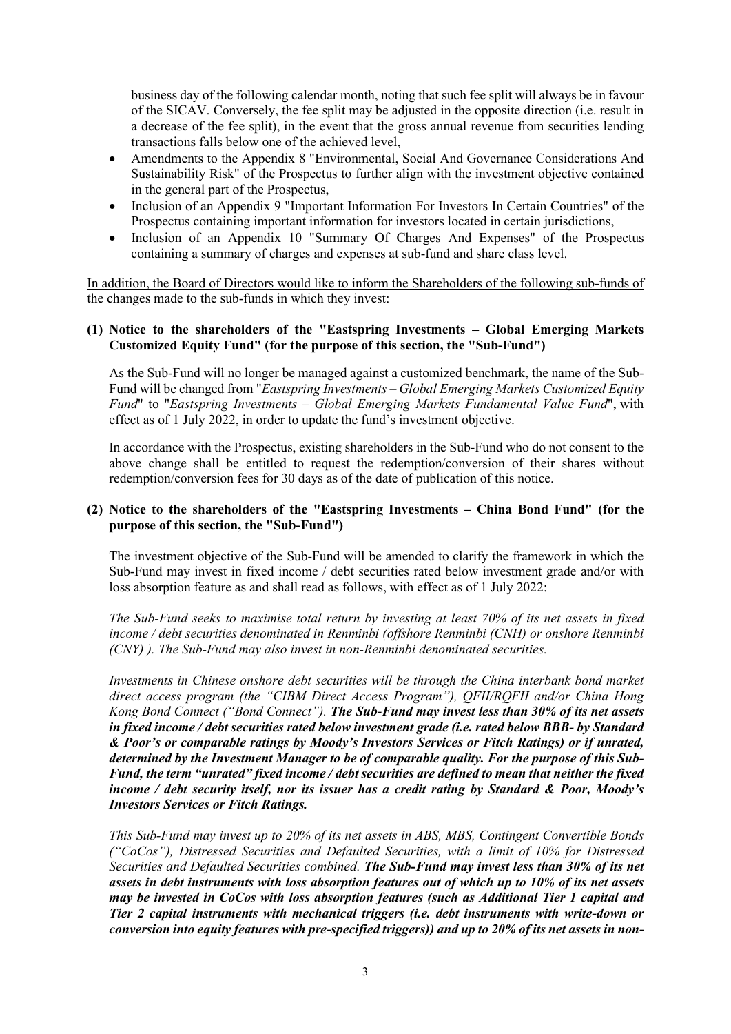business day of the following calendar month, noting that such fee split will always be in favour of the SICAV. Conversely, the fee split may be adjusted in the opposite direction (i.e. result in a decrease of the fee split), in the event that the gross annual revenue from securities lending transactions falls below one of the achieved level,

- Amendments to the Appendix 8 "Environmental, Social And Governance Considerations And Sustainability Risk" of the Prospectus to further align with the investment objective contained in the general part of the Prospectus,
- Inclusion of an Appendix 9 "Important Information For Investors In Certain Countries" of the Prospectus containing important information for investors located in certain jurisdictions,
- Inclusion of an Appendix 10 "Summary Of Charges And Expenses" of the Prospectus containing a summary of charges and expenses at sub-fund and share class level.

In addition, the Board of Directors would like to inform the Shareholders of the following sub-funds of the changes made to the sub-funds in which they invest:

**(1) Notice to the shareholders of the "Eastspring Investments – Global Emerging Markets Customized Equity Fund" (for the purpose of this section, the "Sub-Fund")**

As the Sub-Fund will no longer be managed against a customized benchmark, the name of the Sub-Fund will be changed from "*Eastspring Investments – Global Emerging Markets Customized Equity Fund*" to "*Eastspring Investments – Global Emerging Markets Fundamental Value Fund*", with effect as of 1 July 2022, in order to update the fund's investment objective.

In accordance with the Prospectus, existing shareholders in the Sub-Fund who do not consent to the above change shall be entitled to request the redemption/conversion of their shares without redemption/conversion fees for 30 days as of the date of publication of this notice.

**(2) Notice to the shareholders of the "Eastspring Investments – China Bond Fund" (for the purpose of this section, the "Sub-Fund")**

The investment objective of the Sub-Fund will be amended to clarify the framework in which the Sub-Fund may invest in fixed income / debt securities rated below investment grade and/or with loss absorption feature as and shall read as follows, with effect as of 1 July 2022:

*The Sub-Fund seeks to maximise total return by investing at least 70% of its net assets in fixed income / debt securities denominated in Renminbi (offshore Renminbi (CNH) or onshore Renminbi (CNY) ). The Sub-Fund may also invest in non-Renminbi denominated securities.*

*Investments in Chinese onshore debt securities will be through the China interbank bond market direct access program (the "CIBM Direct Access Program"), QFII/RQFII and/or China Hong Kong Bond Connect ("Bond Connect").* ***The Sub-Fund may invest less than 30% of its net assets in fixed income / debt securities rated below investment grade (i.e. rated below BBB- by Standard & Poor's or comparable ratings by Moody's Investors Services or Fitch Ratings) or if unrated, determined by the Investment Manager to be of comparable quality. For the purpose of this Sub-Fund, the term "unrated" fixed income / debt securities are defined to mean that neither the fixed income / debt security itself, nor its issuer has a credit rating by Standard & Poor, Moody's Investors Services or Fitch Ratings.***

*This Sub-Fund may invest up to 20% of its net assets in ABS, MBS, Contingent Convertible Bonds ("CoCos"), Distressed Securities and Defaulted Securities, with a limit of 10% for Distressed Securities and Defaulted Securities combined.* ***The Sub-Fund may invest less than 30% of its net assets in debt instruments with loss absorption features out of which up to 10% of its net assets may be invested in CoCos with loss absorption features (such as Additional Tier 1 capital and Tier 2 capital instruments with mechanical triggers (i.e. debt instruments with write-down or conversion into equity features with pre-specified triggers)) and up to 20% of its net assets in non-***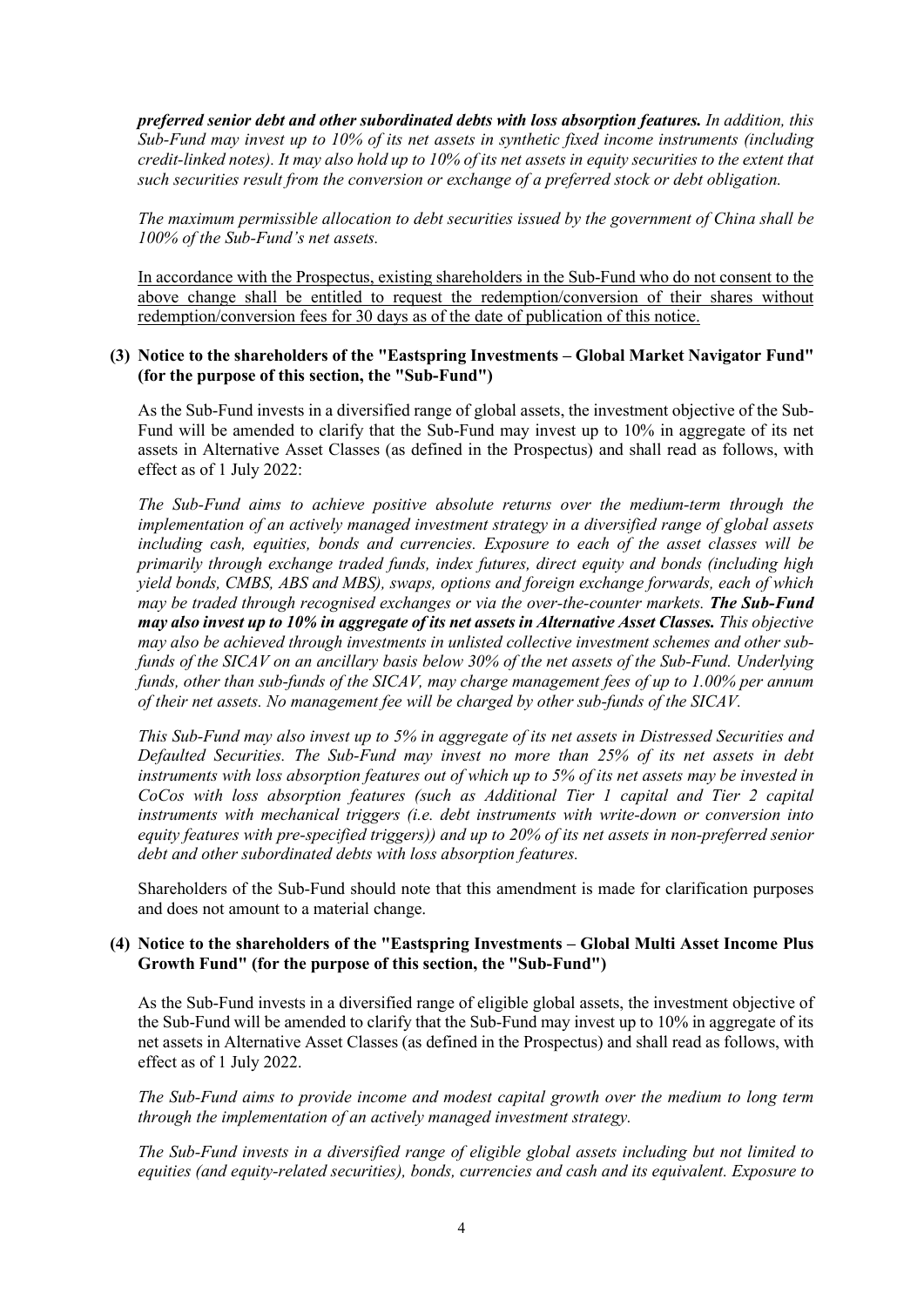***preferred senior debt and other subordinated debts with loss absorption features.*** *In addition, this Sub-Fund may invest up to 10% of its net assets in synthetic fixed income instruments (including credit-linked notes). It may also hold up to 10% of its net assets in equity securities to the extent that such securities result from the conversion or exchange of a preferred stock or debt obligation.*

*The maximum permissible allocation to debt securities issued by the government of China shall be 100% of the Sub-Fund's net assets.*

<u>In accordance with the Prospectus, existing shareholders in the Sub-Fund who do not consent to the above change shall be entitled to request the redemption/conversion of their shares without redemption/conversion fees for 30 days as of the date of publication of this notice.</u>

**(3) Notice to the shareholders of the "Eastspring Investments – Global Market Navigator Fund" (for the purpose of this section, the "Sub-Fund")**

As the Sub-Fund invests in a diversified range of global assets, the investment objective of the Sub-Fund will be amended to clarify that the Sub-Fund may invest up to 10% in aggregate of its net assets in Alternative Asset Classes (as defined in the Prospectus) and shall read as follows, with effect as of 1 July 2022:

*The Sub-Fund aims to achieve positive absolute returns over the medium-term through the implementation of an actively managed investment strategy in a diversified range of global assets including cash, equities, bonds and currencies. Exposure to each of the asset classes will be primarily through exchange traded funds, index futures, direct equity and bonds (including high yield bonds, CMBS, ABS and MBS), swaps, options and foreign exchange forwards, each of which may be traded through recognised exchanges or via the over-the-counter markets.* ***The Sub-Fund may also invest up to 10% in aggregate of its net assets in Alternative Asset Classes.*** *This objective may also be achieved through investments in unlisted collective investment schemes and other sub-funds of the SICAV on an ancillary basis below 30% of the net assets of the Sub-Fund. Underlying funds, other than sub-funds of the SICAV, may charge management fees of up to 1.00% per annum of their net assets. No management fee will be charged by other sub-funds of the SICAV.*

*This Sub-Fund may also invest up to 5% in aggregate of its net assets in Distressed Securities and Defaulted Securities. The Sub-Fund may invest no more than 25% of its net assets in debt instruments with loss absorption features out of which up to 5% of its net assets may be invested in CoCos with loss absorption features (such as Additional Tier 1 capital and Tier 2 capital instruments with mechanical triggers (i.e. debt instruments with write-down or conversion into equity features with pre-specified triggers)) and up to 20% of its net assets in non-preferred senior debt and other subordinated debts with loss absorption features.*

Shareholders of the Sub-Fund should note that this amendment is made for clarification purposes and does not amount to a material change.

**(4) Notice to the shareholders of the "Eastspring Investments – Global Multi Asset Income Plus Growth Fund" (for the purpose of this section, the "Sub-Fund")**

As the Sub-Fund invests in a diversified range of eligible global assets, the investment objective of the Sub-Fund will be amended to clarify that the Sub-Fund may invest up to 10% in aggregate of its net assets in Alternative Asset Classes (as defined in the Prospectus) and shall read as follows, with effect as of 1 July 2022.

*The Sub-Fund aims to provide income and modest capital growth over the medium to long term through the implementation of an actively managed investment strategy.*

*The Sub-Fund invests in a diversified range of eligible global assets including but not limited to equities (and equity-related securities), bonds, currencies and cash and its equivalent. Exposure to*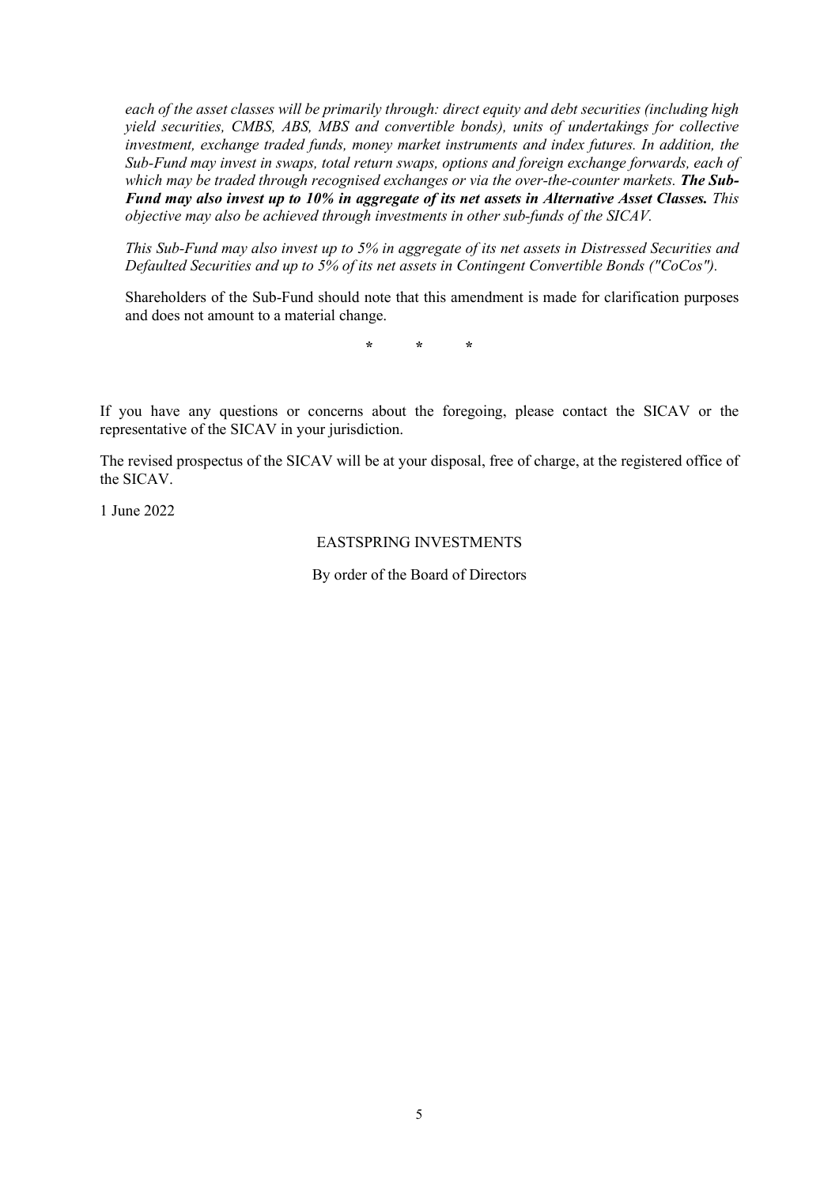*each of the asset classes will be primarily through: direct equity and debt securities (including high yield securities, CMBS, ABS, MBS and convertible bonds), units of undertakings for collective investment, exchange traded funds, money market instruments and index futures. In addition, the Sub-Fund may invest in swaps, total return swaps, options and foreign exchange forwards, each of which may be traded through recognised exchanges or via the over-the-counter markets.* ***The Sub-Fund may also invest up to 10% in aggregate of its net assets in Alternative Asset Classes.*** *This objective may also be achieved through investments in other sub-funds of the SICAV.*

*This Sub-Fund may also invest up to 5% in aggregate of its net assets in Distressed Securities and Defaulted Securities and up to 5% of its net assets in Contingent Convertible Bonds ("CoCos").*

Shareholders of the Sub-Fund should note that this amendment is made for clarification purposes and does not amount to a material change.

**\*　　\*　　\***

If you have any questions or concerns about the foregoing, please contact the SICAV or the representative of the SICAV in your jurisdiction.

The revised prospectus of the SICAV will be at your disposal, free of charge, at the registered office of the SICAV.

1 June 2022

EASTSPRING INVESTMENTS

By order of the Board of Directors